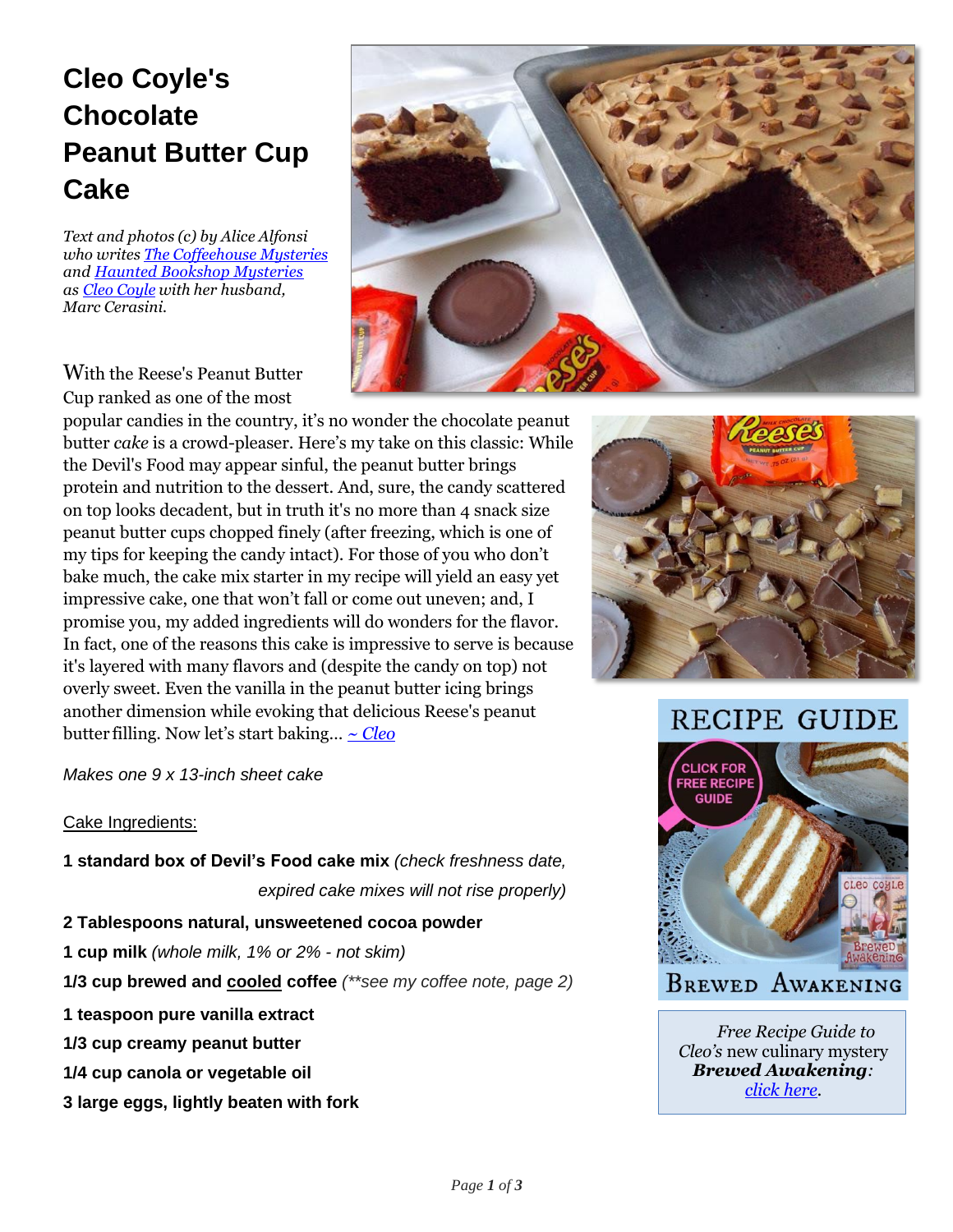# Cleo Coyle's Chocolate Peanut Butter Cup Cake

*Text and photos (c) by Alice Alfonsi who writes The Coffeehouse Mysteries and Haunted Bookshop Mysteries as Cleo Coyle with her husband, Marc Cerasini.*

With the Reese's Peanut Butter Cup ranked as one of the most popular candies in the country, it's no wonder the chocolate peanut butter *cake* is a crowd-pleaser. Here's my take on this classic: While the Devil's Food may appear sinful, the peanut butter brings protein and nutrition to the dessert. And, sure, the candy scattered on top looks decadent, but in truth it's no more than 4 snack size peanut butter cups chopped finely (after freezing, which is one of my tips for keeping the candy intact). For those of you who don't bake much, the cake mix starter in my recipe will yield an easy yet impressive cake, one that won't fall or come out uneven; and, I promise you, my added ingredients will do wonders for the flavor. In fact, one of the reasons this cake is impressive to serve is because it's layered with many flavors and (despite the candy on top) not overly sweet. Even the vanilla in the peanut butter icing brings another dimension while evoking that delicious Reese's peanut butter filling. Now let's start baking... *~ Cleo*

*Makes one 9 x 13-inch sheet cake*

Cake Ingredients:

**1 standard box of Devil's Food cake mix** *(check freshness date, expired cake mixes will not rise properly)*

**2 Tablespoons natural, unsweetened cocoa powder**

**1 cup milk** *(whole milk, 1% or 2% - not skim)*

**1/3 cup brewed and cooled coffee** *(\*\*see my coffee note, page 2)*

**1 teaspoon pure vanilla extract**

**1/3 cup creamy peanut butter**

**1/4 cup canola or vegetable oil**

**3 large eggs, lightly beaten with fork**

RECIPE GUIDE

CLICK FOR FREE RECIPE GUIDE

BREWED AWAKENING

*Free Recipe Guide to Cleo's new culinary mystery **Brewed Awakening**: click here.*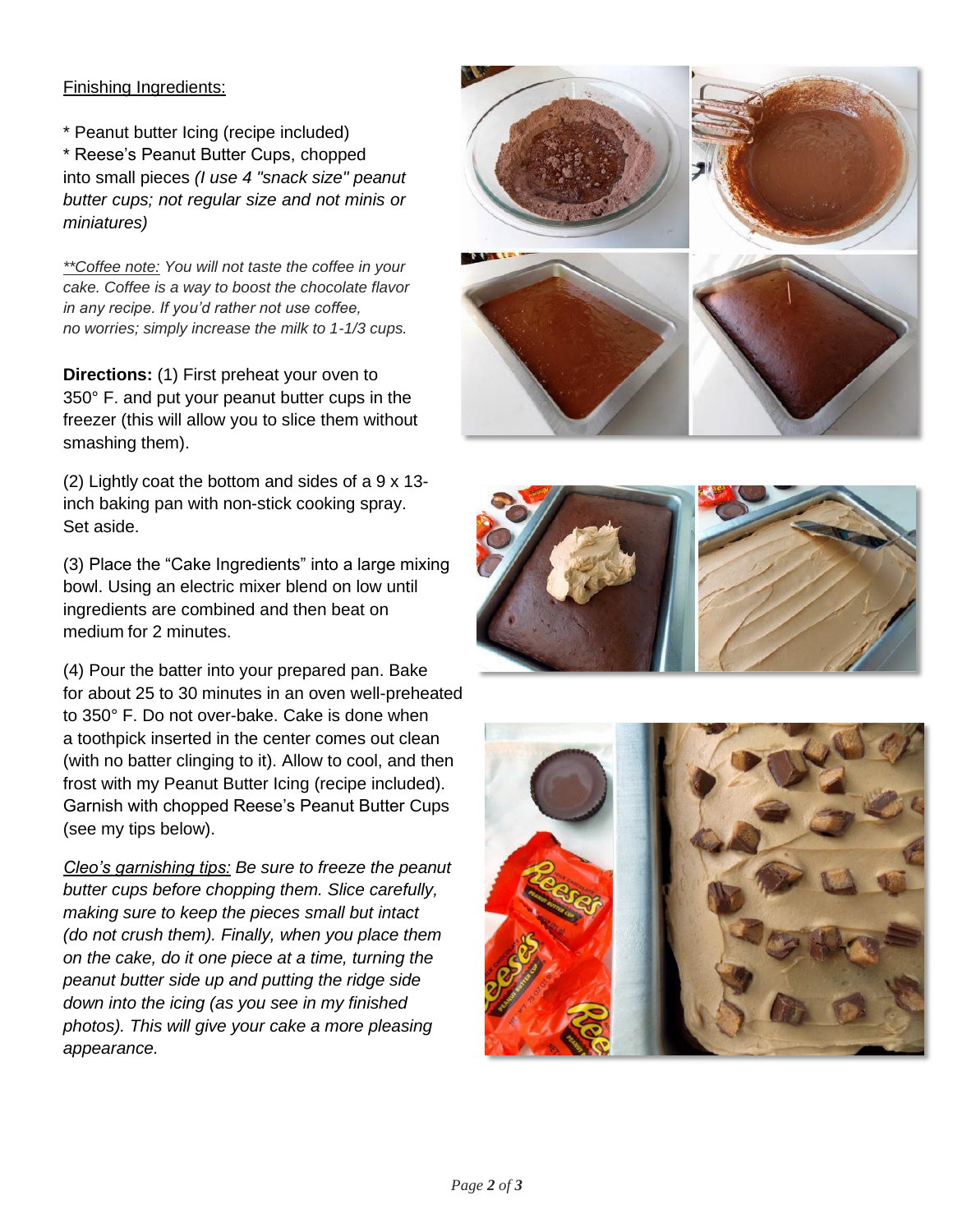Finishing Ingredients:

* Peanut butter Icing (recipe included)
* Reese's Peanut Butter Cups, chopped into small pieces *(I use 4 "snack size" peanut butter cups; not regular size and not minis or miniatures)*

*<u>**Coffee note:</u> You will not taste the coffee in your cake. Coffee is a way to boost the chocolate flavor in any recipe. If you'd rather not use coffee, no worries; simply increase the milk to 1-1/3 cups.*

**Directions:** (1) First preheat your oven to 350° F. and put your peanut butter cups in the freezer (this will allow you to slice them without smashing them).

(2) Lightly coat the bottom and sides of a 9 x 13-inch baking pan with non-stick cooking spray. Set aside.

(3) Place the "Cake Ingredients" into a large mixing bowl. Using an electric mixer blend on low until ingredients are combined and then beat on medium for 2 minutes.

(4) Pour the batter into your prepared pan. Bake for about 25 to 30 minutes in an oven well-preheated to 350° F. Do not over-bake. Cake is done when a toothpick inserted in the center comes out clean (with no batter clinging to it). Allow to cool, and then frost with my Peanut Butter Icing (recipe included). Garnish with chopped Reese's Peanut Butter Cups (see my tips below).

*<u>Cleo's garnishing tips:</u> Be sure to freeze the peanut butter cups before chopping them. Slice carefully, making sure to keep the pieces small but intact (do not crush them). Finally, when you place them on the cake, do it one piece at a time, turning the peanut butter side up and putting the ridge side down into the icing (as you see in my finished photos). This will give your cake a more pleasing appearance.*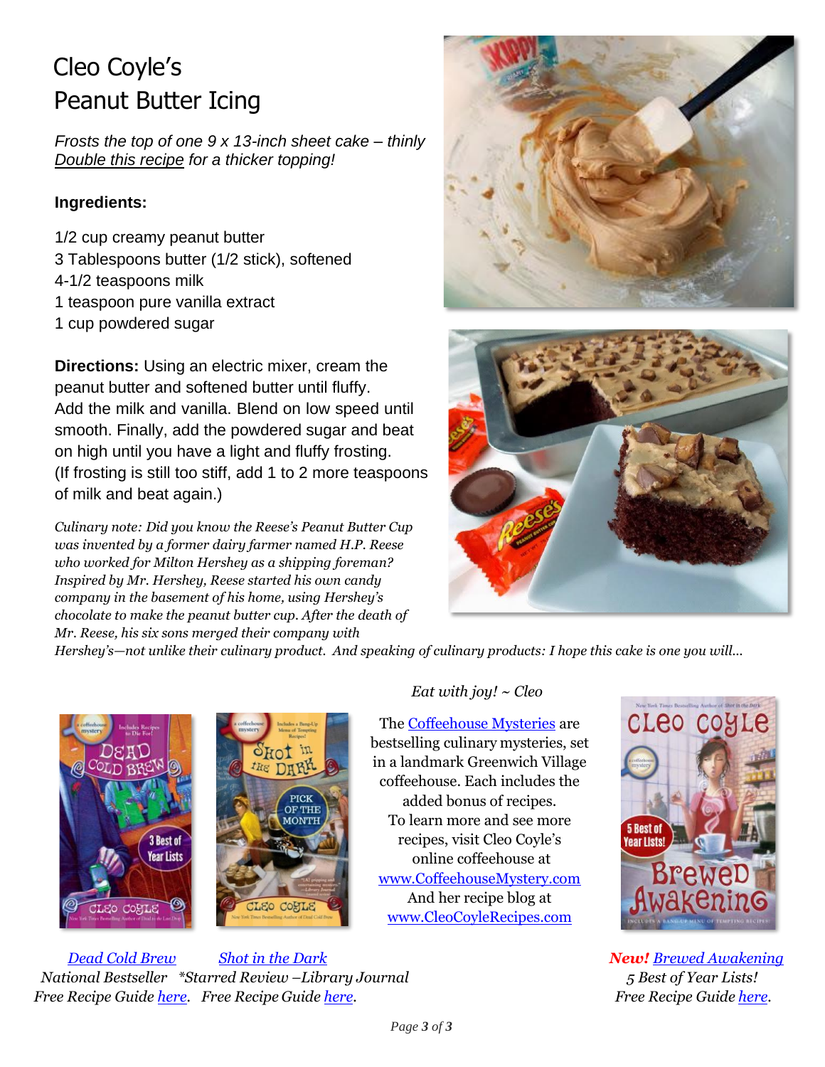# Cleo Coyle's Peanut Butter Icing

*Frosts the top of one 9 x 13-inch sheet cake – thinly*
*Double this recipe for a thicker topping!*

**Ingredients:**

1/2 cup creamy peanut butter
3 Tablespoons butter (1/2 stick), softened
4-1/2 teaspoons milk
1 teaspoon pure vanilla extract
1 cup powdered sugar

**Directions:** Using an electric mixer, cream the peanut butter and softened butter until fluffy. Add the milk and vanilla. Blend on low speed until smooth. Finally, add the powdered sugar and beat on high until you have a light and fluffy frosting. (If frosting is still too stiff, add 1 to 2 more teaspoons of milk and beat again.)

*Culinary note: Did you know the Reese's Peanut Butter Cup was invented by a former dairy farmer named H.P. Reese who worked for Milton Hershey as a shipping foreman? Inspired by Mr. Hershey, Reese started his own candy company in the basement of his home, using Hershey's chocolate to make the peanut butter cup. After the death of Mr. Reese, his six sons merged their company with Hershey's—not unlike their culinary product. And speaking of culinary products: I hope this cake is one you will...*

*Eat with joy! ~ Cleo*

The Coffeehouse Mysteries are bestselling culinary mysteries, set in a landmark Greenwich Village coffeehouse. Each includes the added bonus of recipes. To learn more and see more recipes, visit Cleo Coyle's online coffeehouse at www.CoffeehouseMystery.com And her recipe blog at www.CleoCoyleRecipes.com

*Dead Cold Brew*
*National Bestseller*
*Free Recipe Guide here.*

*Shot in the Dark*
*\*Starred Review –Library Journal*
*Free Recipe Guide here.*

***New!*** *Brewed Awakening*
*5 Best of Year Lists!*
*Free Recipe Guide here.*